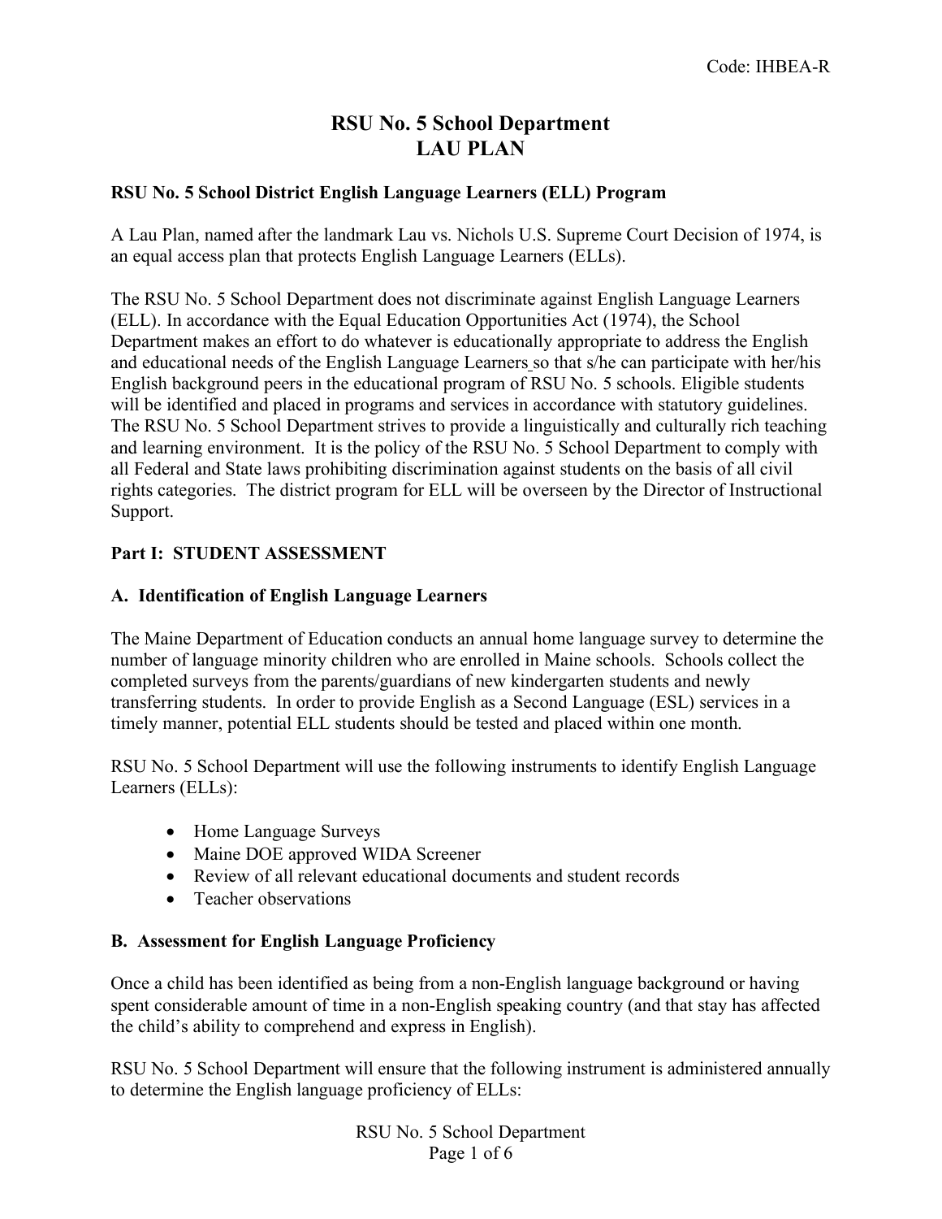Code: IHBEA-R

# RSU No. 5 School Department
# LAU PLAN

**RSU No. 5 School District English Language Learners (ELL) Program**

A Lau Plan, named after the landmark Lau vs. Nichols U.S. Supreme Court Decision of 1974, is an equal access plan that protects English Language Learners (ELLs).

The RSU No. 5 School Department does not discriminate against English Language Learners (ELL). In accordance with the Equal Education Opportunities Act (1974), the School Department makes an effort to do whatever is educationally appropriate to address the English and educational needs of the English Language Learners so that s/he can participate with her/his English background peers in the educational program of RSU No. 5 schools. Eligible students will be identified and placed in programs and services in accordance with statutory guidelines. The RSU No. 5 School Department strives to provide a linguistically and culturally rich teaching and learning environment. It is the policy of the RSU No. 5 School Department to comply with all Federal and State laws prohibiting discrimination against students on the basis of all civil rights categories. The district program for ELL will be overseen by the Director of Instructional Support.

## Part I: STUDENT ASSESSMENT

### A. Identification of English Language Learners

The Maine Department of Education conducts an annual home language survey to determine the number of language minority children who are enrolled in Maine schools. Schools collect the completed surveys from the parents/guardians of new kindergarten students and newly transferring students. In order to provide English as a Second Language (ESL) services in a timely manner, potential ELL students should be tested and placed within one month.

RSU No. 5 School Department will use the following instruments to identify English Language Learners (ELLs):

- Home Language Surveys
- Maine DOE approved WIDA Screener
- Review of all relevant educational documents and student records
- Teacher observations

### B. Assessment for English Language Proficiency

Once a child has been identified as being from a non-English language background or having spent considerable amount of time in a non-English speaking country (and that stay has affected the child's ability to comprehend and express in English).

RSU No. 5 School Department will ensure that the following instrument is administered annually to determine the English language proficiency of ELLs: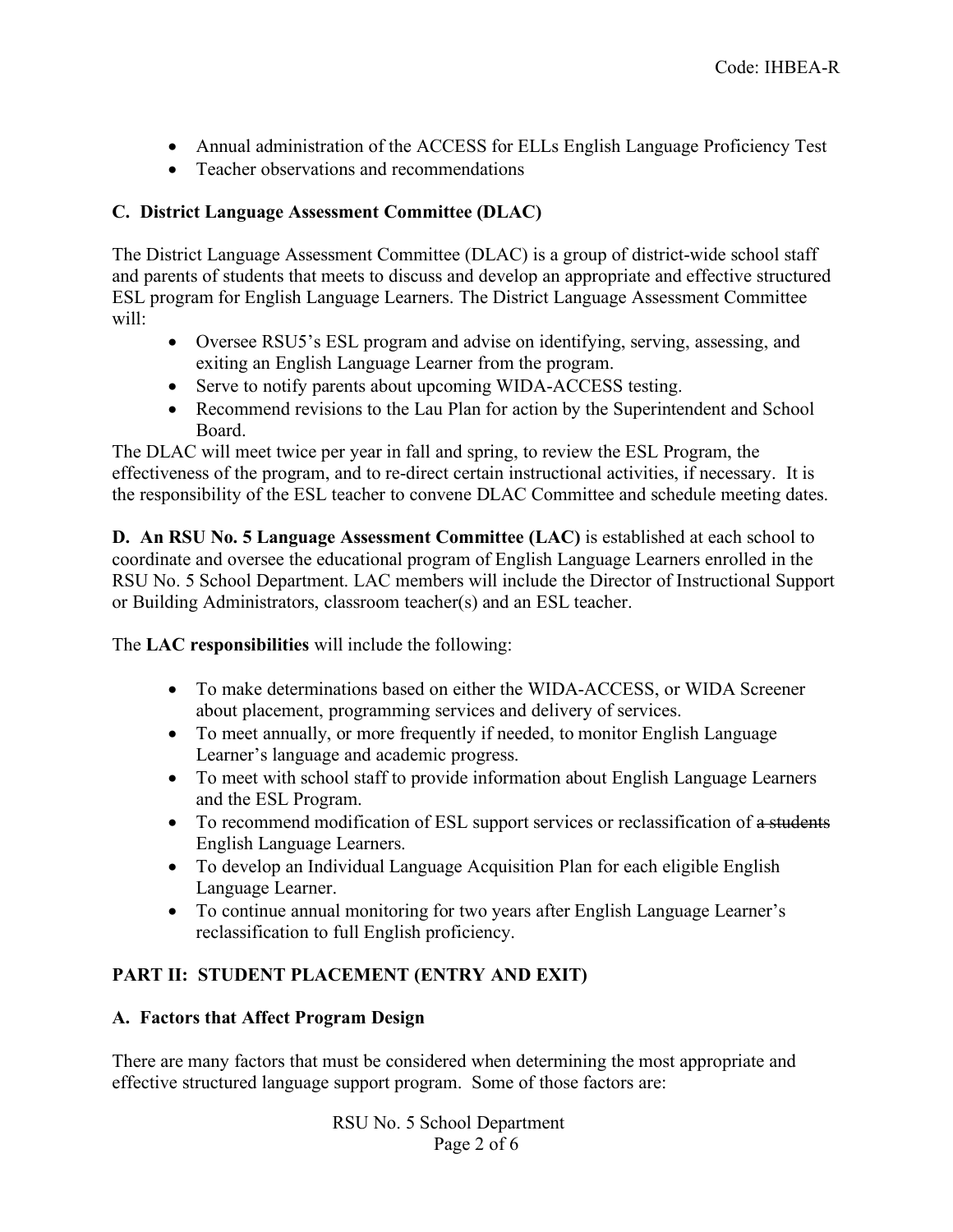- Annual administration of the ACCESS for ELLs English Language Proficiency Test
- Teacher observations and recommendations

### C. District Language Assessment Committee (DLAC)

The District Language Assessment Committee (DLAC) is a group of district-wide school staff and parents of students that meets to discuss and develop an appropriate and effective structured ESL program for English Language Learners. The District Language Assessment Committee will:

- Oversee RSU5's ESL program and advise on identifying, serving, assessing, and exiting an English Language Learner from the program.
- Serve to notify parents about upcoming WIDA-ACCESS testing.
- Recommend revisions to the Lau Plan for action by the Superintendent and School Board.

The DLAC will meet twice per year in fall and spring, to review the ESL Program, the effectiveness of the program, and to re-direct certain instructional activities, if necessary. It is the responsibility of the ESL teacher to convene DLAC Committee and schedule meeting dates.

**D. An RSU No. 5 Language Assessment Committee (LAC)** is established at each school to coordinate and oversee the educational program of English Language Learners enrolled in the RSU No. 5 School Department. LAC members will include the Director of Instructional Support or Building Administrators, classroom teacher(s) and an ESL teacher.

The **LAC responsibilities** will include the following:

- To make determinations based on either the WIDA-ACCESS, or WIDA Screener about placement, programming services and delivery of services.
- To meet annually, or more frequently if needed, to monitor English Language Learner's language and academic progress.
- To meet with school staff to provide information about English Language Learners and the ESL Program.
- To recommend modification of ESL support services or reclassification of ~~a students~~ English Language Learners.
- To develop an Individual Language Acquisition Plan for each eligible English Language Learner.
- To continue annual monitoring for two years after English Language Learner's reclassification to full English proficiency.

## PART II: STUDENT PLACEMENT (ENTRY AND EXIT)

### A. Factors that Affect Program Design

There are many factors that must be considered when determining the most appropriate and effective structured language support program. Some of those factors are: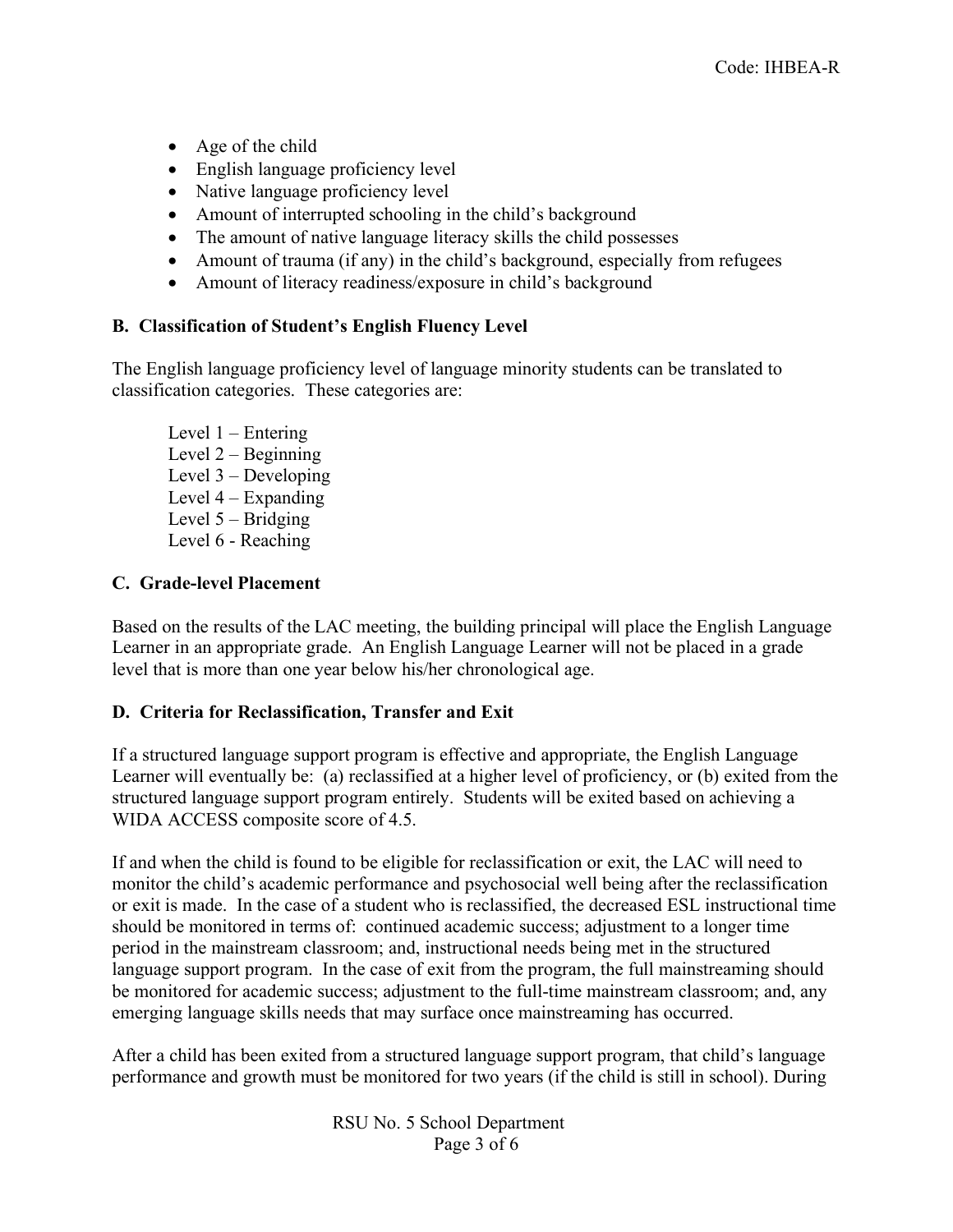- Age of the child
- English language proficiency level
- Native language proficiency level
- Amount of interrupted schooling in the child's background
- The amount of native language literacy skills the child possesses
- Amount of trauma (if any) in the child's background, especially from refugees
- Amount of literacy readiness/exposure in child's background

### B. Classification of Student's English Fluency Level

The English language proficiency level of language minority students can be translated to classification categories. These categories are:

Level 1 – Entering
Level 2 – Beginning
Level 3 – Developing
Level 4 – Expanding
Level 5 – Bridging
Level 6 - Reaching

### C. Grade-level Placement

Based on the results of the LAC meeting, the building principal will place the English Language Learner in an appropriate grade. An English Language Learner will not be placed in a grade level that is more than one year below his/her chronological age.

### D. Criteria for Reclassification, Transfer and Exit

If a structured language support program is effective and appropriate, the English Language Learner will eventually be: (a) reclassified at a higher level of proficiency, or (b) exited from the structured language support program entirely. Students will be exited based on achieving a WIDA ACCESS composite score of 4.5.

If and when the child is found to be eligible for reclassification or exit, the LAC will need to monitor the child's academic performance and psychosocial well being after the reclassification or exit is made. In the case of a student who is reclassified, the decreased ESL instructional time should be monitored in terms of: continued academic success; adjustment to a longer time period in the mainstream classroom; and, instructional needs being met in the structured language support program. In the case of exit from the program, the full mainstreaming should be monitored for academic success; adjustment to the full-time mainstream classroom; and, any emerging language skills needs that may surface once mainstreaming has occurred.

After a child has been exited from a structured language support program, that child's language performance and growth must be monitored for two years (if the child is still in school). During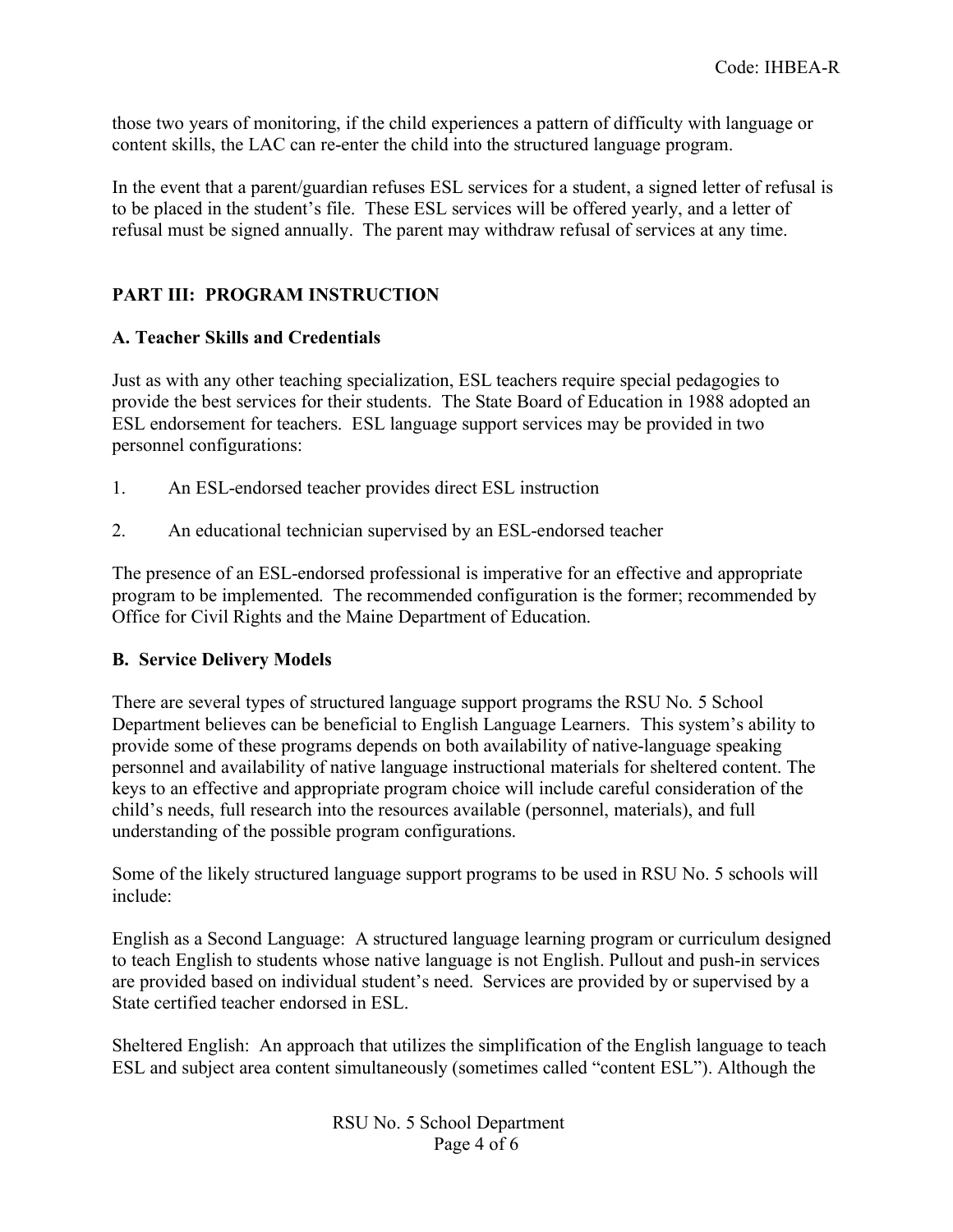those two years of monitoring, if the child experiences a pattern of difficulty with language or content skills, the LAC can re-enter the child into the structured language program.

In the event that a parent/guardian refuses ESL services for a student, a signed letter of refusal is to be placed in the student's file. These ESL services will be offered yearly, and a letter of refusal must be signed annually. The parent may withdraw refusal of services at any time.

## PART III: PROGRAM INSTRUCTION

### A. Teacher Skills and Credentials

Just as with any other teaching specialization, ESL teachers require special pedagogies to provide the best services for their students. The State Board of Education in 1988 adopted an ESL endorsement for teachers. ESL language support services may be provided in two personnel configurations:

1. An ESL-endorsed teacher provides direct ESL instruction
2. An educational technician supervised by an ESL-endorsed teacher

The presence of an ESL-endorsed professional is imperative for an effective and appropriate program to be implemented. The recommended configuration is the former; recommended by Office for Civil Rights and the Maine Department of Education.

### B. Service Delivery Models

There are several types of structured language support programs the RSU No. 5 School Department believes can be beneficial to English Language Learners. This system's ability to provide some of these programs depends on both availability of native-language speaking personnel and availability of native language instructional materials for sheltered content. The keys to an effective and appropriate program choice will include careful consideration of the child's needs, full research into the resources available (personnel, materials), and full understanding of the possible program configurations.

Some of the likely structured language support programs to be used in RSU No. 5 schools will include:

English as a Second Language: A structured language learning program or curriculum designed to teach English to students whose native language is not English. Pullout and push-in services are provided based on individual student's need. Services are provided by or supervised by a State certified teacher endorsed in ESL.

Sheltered English: An approach that utilizes the simplification of the English language to teach ESL and subject area content simultaneously (sometimes called "content ESL"). Although the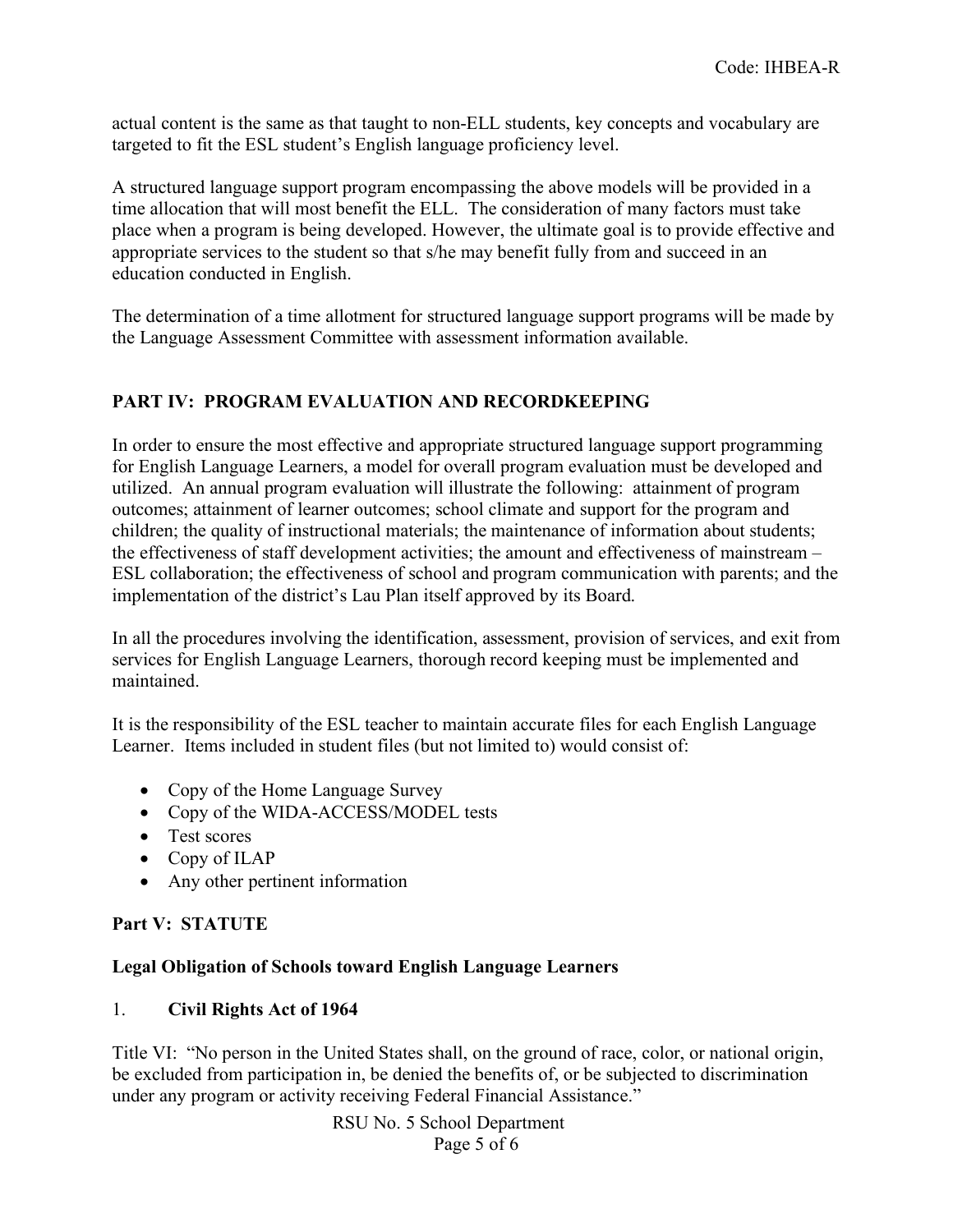actual content is the same as that taught to non-ELL students, key concepts and vocabulary are targeted to fit the ESL student's English language proficiency level.

A structured language support program encompassing the above models will be provided in a time allocation that will most benefit the ELL. The consideration of many factors must take place when a program is being developed. However, the ultimate goal is to provide effective and appropriate services to the student so that s/he may benefit fully from and succeed in an education conducted in English.

The determination of a time allotment for structured language support programs will be made by the Language Assessment Committee with assessment information available.

## PART IV: PROGRAM EVALUATION AND RECORDKEEPING

In order to ensure the most effective and appropriate structured language support programming for English Language Learners, a model for overall program evaluation must be developed and utilized. An annual program evaluation will illustrate the following: attainment of program outcomes; attainment of learner outcomes; school climate and support for the program and children; the quality of instructional materials; the maintenance of information about students; the effectiveness of staff development activities; the amount and effectiveness of mainstream – ESL collaboration; the effectiveness of school and program communication with parents; and the implementation of the district's Lau Plan itself approved by its Board.

In all the procedures involving the identification, assessment, provision of services, and exit from services for English Language Learners, thorough record keeping must be implemented and maintained.

It is the responsibility of the ESL teacher to maintain accurate files for each English Language Learner. Items included in student files (but not limited to) would consist of:

- Copy of the Home Language Survey
- Copy of the WIDA-ACCESS/MODEL tests
- Test scores
- Copy of ILAP
- Any other pertinent information

## Part V: STATUTE

### Legal Obligation of Schools toward English Language Learners

1. **Civil Rights Act of 1964**

Title VI: "No person in the United States shall, on the ground of race, color, or national origin, be excluded from participation in, be denied the benefits of, or be subjected to discrimination under any program or activity receiving Federal Financial Assistance."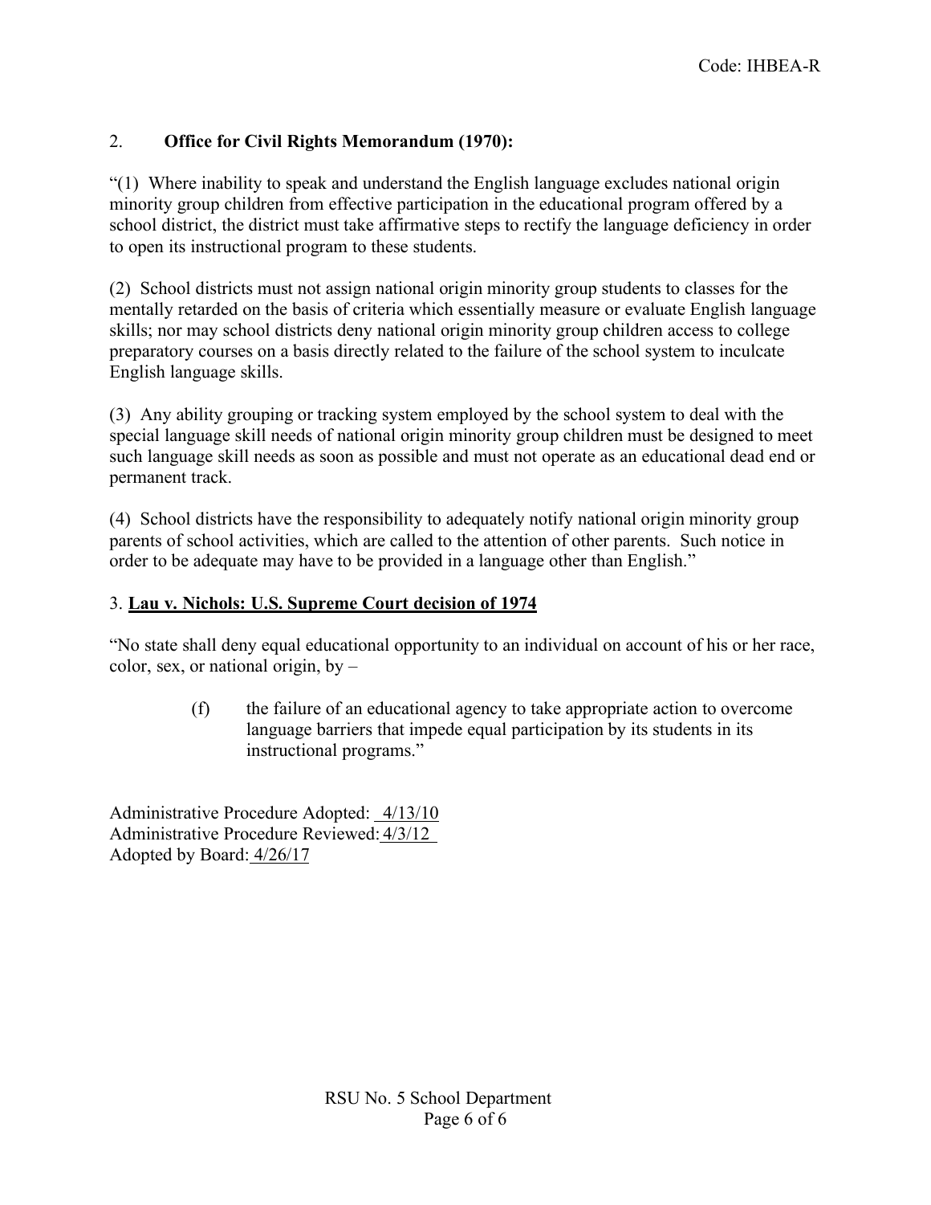2. **Office for Civil Rights Memorandum (1970):**

"(1) Where inability to speak and understand the English language excludes national origin minority group children from effective participation in the educational program offered by a school district, the district must take affirmative steps to rectify the language deficiency in order to open its instructional program to these students.

(2) School districts must not assign national origin minority group students to classes for the mentally retarded on the basis of criteria which essentially measure or evaluate English language skills; nor may school districts deny national origin minority group children access to college preparatory courses on a basis directly related to the failure of the school system to inculcate English language skills.

(3) Any ability grouping or tracking system employed by the school system to deal with the special language skill needs of national origin minority group children must be designed to meet such language skill needs as soon as possible and must not operate as an educational dead end or permanent track.

(4) School districts have the responsibility to adequately notify national origin minority group parents of school activities, which are called to the attention of other parents. Such notice in order to be adequate may have to be provided in a language other than English."

3. **Lau v. Nichols: U.S. Supreme Court decision of 1974**

"No state shall deny equal educational opportunity to an individual on account of his or her race, color, sex, or national origin, by –

> (f) the failure of an educational agency to take appropriate action to overcome language barriers that impede equal participation by its students in its instructional programs."

Administrative Procedure Adopted: 4/13/10
Administrative Procedure Reviewed: 4/3/12
Adopted by Board: 4/26/17